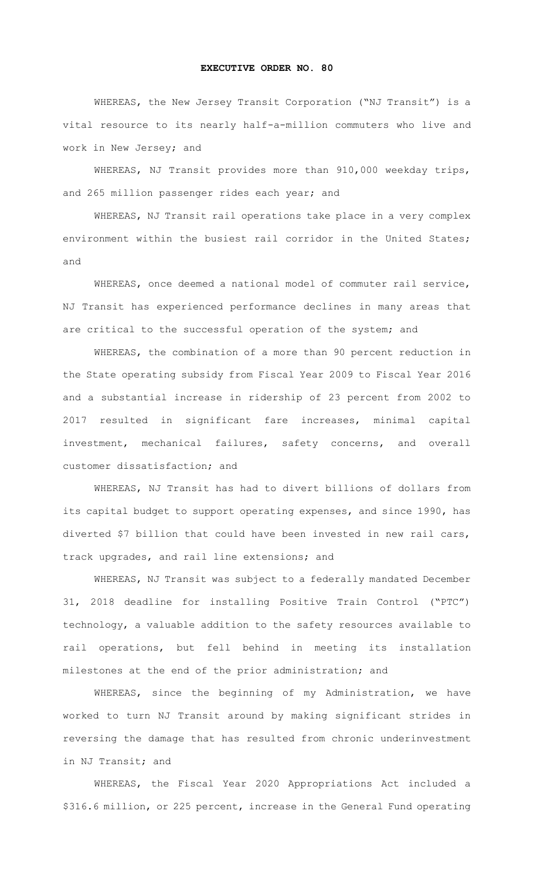**EXECUTIVE ORDER NO. 80**

WHEREAS, the New Jersey Transit Corporation ("NJ Transit") is a vital resource to its nearly half-a-million commuters who live and work in New Jersey; and

WHEREAS, NJ Transit provides more than 910,000 weekday trips, and 265 million passenger rides each year; and

WHEREAS, NJ Transit rail operations take place in a very complex environment within the busiest rail corridor in the United States; and

WHEREAS, once deemed a national model of commuter rail service, NJ Transit has experienced performance declines in many areas that are critical to the successful operation of the system; and

WHEREAS, the combination of a more than 90 percent reduction in the State operating subsidy from Fiscal Year 2009 to Fiscal Year 2016 and a substantial increase in ridership of 23 percent from 2002 to 2017 resulted in significant fare increases, minimal capital investment, mechanical failures, safety concerns, and overall customer dissatisfaction; and

WHEREAS, NJ Transit has had to divert billions of dollars from its capital budget to support operating expenses, and since 1990, has diverted $7 billion that could have been invested in new rail cars, track upgrades, and rail line extensions; and

WHEREAS, NJ Transit was subject to a federally mandated December 31, 2018 deadline for installing Positive Train Control ("PTC") technology, a valuable addition to the safety resources available to rail operations, but fell behind in meeting its installation milestones at the end of the prior administration; and

WHEREAS, since the beginning of my Administration, we have worked to turn NJ Transit around by making significant strides in reversing the damage that has resulted from chronic underinvestment in NJ Transit; and

WHEREAS, the Fiscal Year 2020 Appropriations Act included a $316.6 million, or 225 percent, increase in the General Fund operating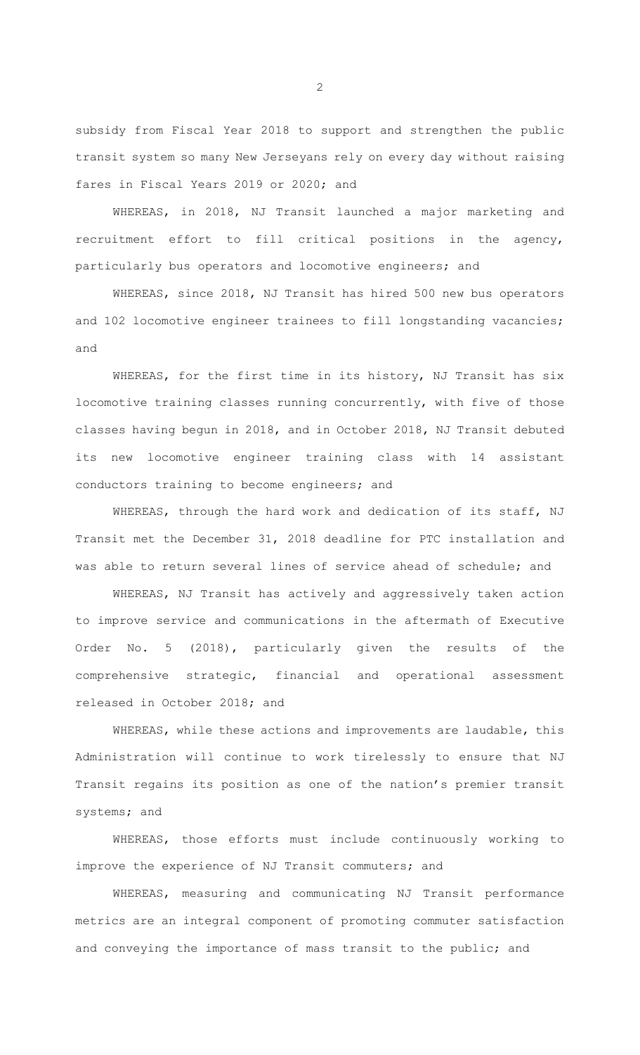subsidy from Fiscal Year 2018 to support and strengthen the public transit system so many New Jerseyans rely on every day without raising fares in Fiscal Years 2019 or 2020; and

WHEREAS, in 2018, NJ Transit launched a major marketing and recruitment effort to fill critical positions in the agency, particularly bus operators and locomotive engineers; and

WHEREAS, since 2018, NJ Transit has hired 500 new bus operators and 102 locomotive engineer trainees to fill longstanding vacancies; and

WHEREAS, for the first time in its history, NJ Transit has six locomotive training classes running concurrently, with five of those classes having begun in 2018, and in October 2018, NJ Transit debuted its new locomotive engineer training class with 14 assistant conductors training to become engineers; and

WHEREAS, through the hard work and dedication of its staff, NJ Transit met the December 31, 2018 deadline for PTC installation and was able to return several lines of service ahead of schedule; and

WHEREAS, NJ Transit has actively and aggressively taken action to improve service and communications in the aftermath of Executive Order No. 5 (2018), particularly given the results of the comprehensive strategic, financial and operational assessment released in October 2018; and

WHEREAS, while these actions and improvements are laudable, this Administration will continue to work tirelessly to ensure that NJ Transit regains its position as one of the nation's premier transit systems; and

WHEREAS, those efforts must include continuously working to improve the experience of NJ Transit commuters; and

WHEREAS, measuring and communicating NJ Transit performance metrics are an integral component of promoting commuter satisfaction and conveying the importance of mass transit to the public; and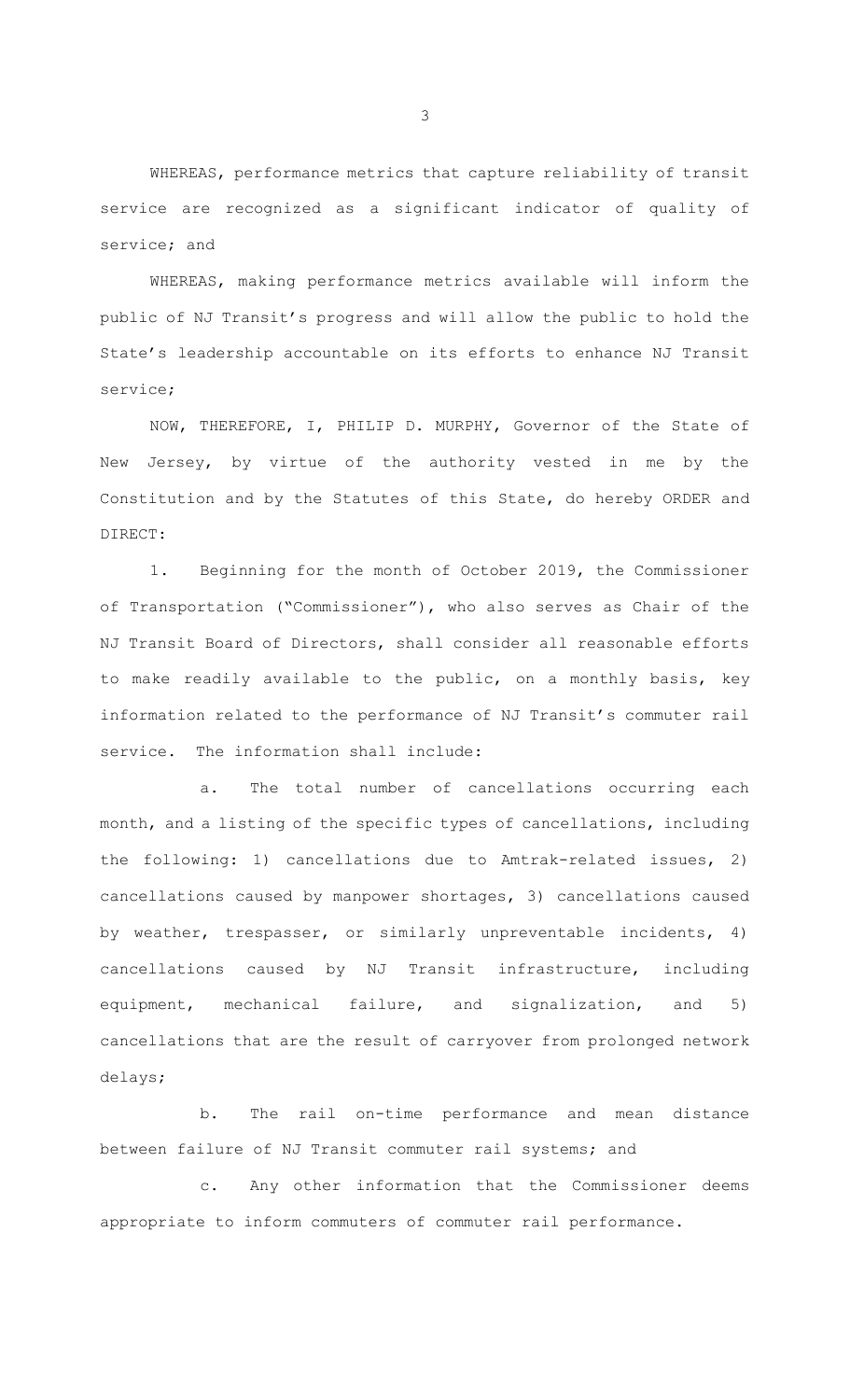WHEREAS, performance metrics that capture reliability of transit service are recognized as a significant indicator of quality of service; and

WHEREAS, making performance metrics available will inform the public of NJ Transit's progress and will allow the public to hold the State's leadership accountable on its efforts to enhance NJ Transit service;

NOW, THEREFORE, I, PHILIP D. MURPHY, Governor of the State of New Jersey, by virtue of the authority vested in me by the Constitution and by the Statutes of this State, do hereby ORDER and DIRECT:

1. Beginning for the month of October 2019, the Commissioner of Transportation ("Commissioner"), who also serves as Chair of the NJ Transit Board of Directors, shall consider all reasonable efforts to make readily available to the public, on a monthly basis, key information related to the performance of NJ Transit's commuter rail service. The information shall include:

   a. The total number of cancellations occurring each month, and a listing of the specific types of cancellations, including the following: 1) cancellations due to Amtrak-related issues, 2) cancellations caused by manpower shortages, 3) cancellations caused by weather, trespasser, or similarly unpreventable incidents, 4) cancellations caused by NJ Transit infrastructure, including equipment, mechanical failure, and signalization, and 5) cancellations that are the result of carryover from prolonged network delays;

   b. The rail on-time performance and mean distance between failure of NJ Transit commuter rail systems; and

   c. Any other information that the Commissioner deems appropriate to inform commuters of commuter rail performance.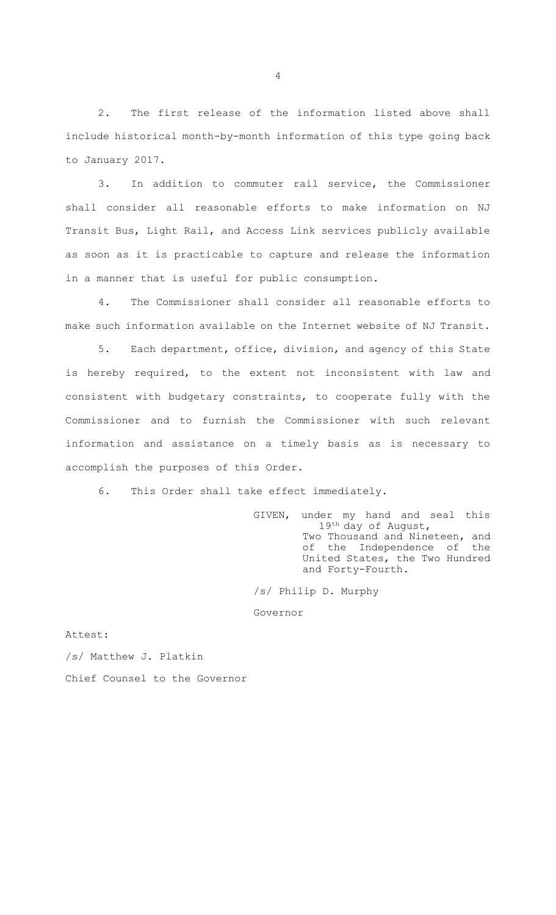2. The first release of the information listed above shall include historical month-by-month information of this type going back to January 2017.

3. In addition to commuter rail service, the Commissioner shall consider all reasonable efforts to make information on NJ Transit Bus, Light Rail, and Access Link services publicly available as soon as it is practicable to capture and release the information in a manner that is useful for public consumption.

4. The Commissioner shall consider all reasonable efforts to make such information available on the Internet website of NJ Transit.

5. Each department, office, division, and agency of this State is hereby required, to the extent not inconsistent with law and consistent with budgetary constraints, to cooperate fully with the Commissioner and to furnish the Commissioner with such relevant information and assistance on a timely basis as is necessary to accomplish the purposes of this Order.

6. This Order shall take effect immediately.

GIVEN, under my hand and seal this 19th day of August, Two Thousand and Nineteen, and of the Independence of the United States, the Two Hundred and Forty-Fourth.

/s/ Philip D. Murphy

Governor

Attest:

/s/ Matthew J. Platkin

Chief Counsel to the Governor